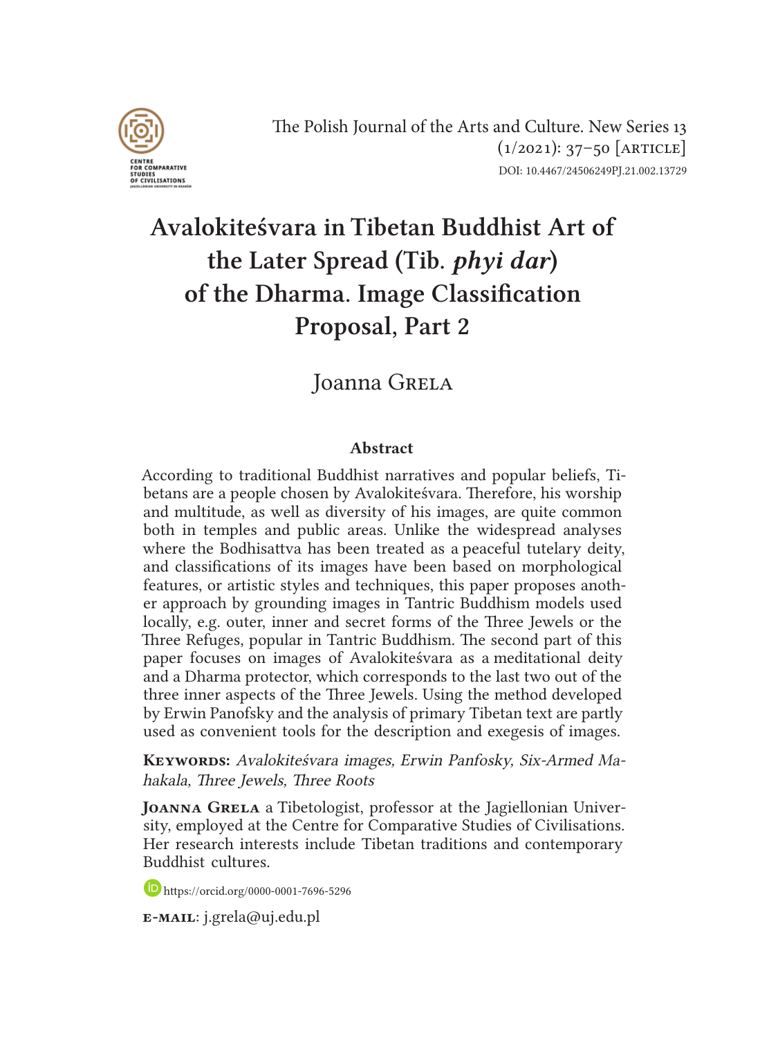The Polish Journal of the Arts and Culture. New Series 13 (1/2021): 37–50 [ARTICLE]
DOI: 10.4467/24506249PJ.21.002.13729

# Avalokiteśvara in Tibetan Buddhist Art of the Later Spread (Tib. *phyi dar*) of the Dharma. Image Classification Proposal, Part 2

Joanna Grela

### Abstract

According to traditional Buddhist narratives and popular beliefs, Tibetans are a people chosen by Avalokiteśvara. Therefore, his worship and multitude, as well as diversity of his images, are quite common both in temples and public areas. Unlike the widespread analyses where the Bodhisattva has been treated as a peaceful tutelary deity, and classifications of its images have been based on morphological features, or artistic styles and techniques, this paper proposes another approach by grounding images in Tantric Buddhism models used locally, e.g. outer, inner and secret forms of the Three Jewels or the Three Refuges, popular in Tantric Buddhism. The second part of this paper focuses on images of Avalokiteśvara as a meditational deity and a Dharma protector, which corresponds to the last two out of the three inner aspects of the Three Jewels. Using the method developed by Erwin Panofsky and the analysis of primary Tibetan text are partly used as convenient tools for the description and exegesis of images.

**Keywords:** *Avalokiteśvara images, Erwin Panfosky, Six-Armed Mahakala, Three Jewels, Three Roots*

**Joanna Grela** a Tibetologist, professor at the Jagiellonian University, employed at the Centre for Comparative Studies of Civilisations. Her research interests include Tibetan traditions and contemporary Buddhist cultures.

https://orcid.org/0000-0001-7696-5296

**e-mail**: j.grela@uj.edu.pl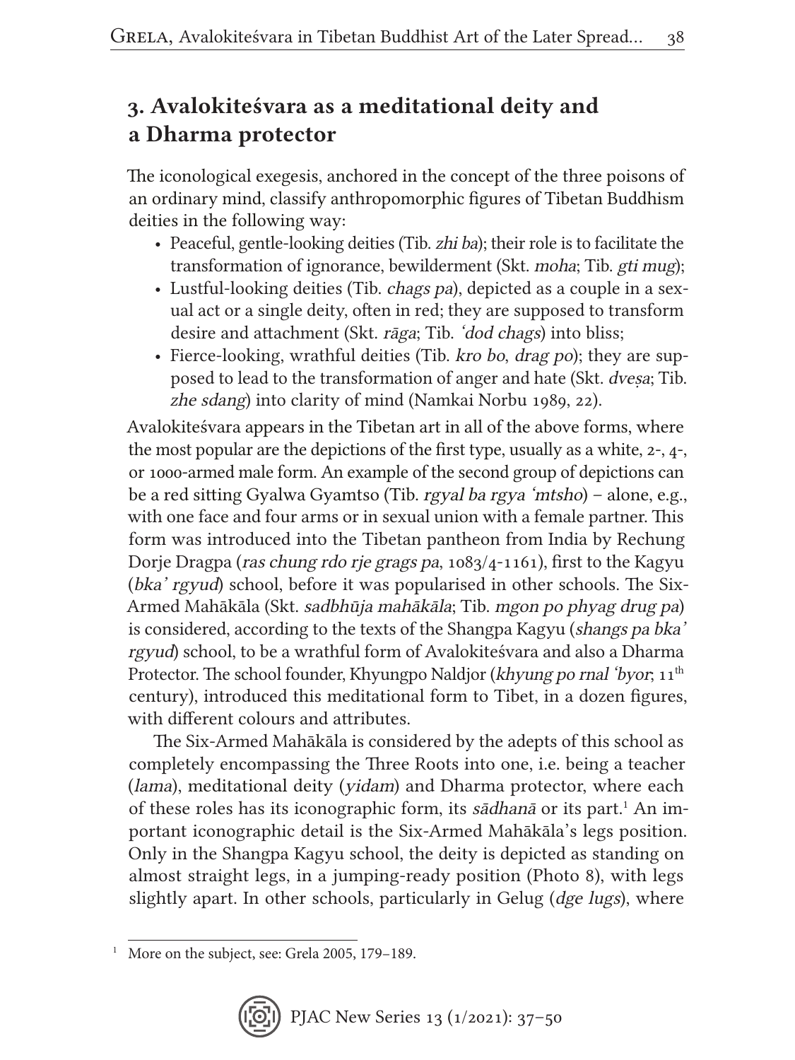## 3. Avalokiteśvara as a meditational deity and a Dharma protector

The iconological exegesis, anchored in the concept of the three poisons of an ordinary mind, classify anthropomorphic figures of Tibetan Buddhism deities in the following way:

- Peaceful, gentle-looking deities (Tib. *zhi ba*); their role is to facilitate the transformation of ignorance, bewilderment (Skt. *moha*; Tib. *gti mug*);
- Lustful-looking deities (Tib. *chags pa*), depicted as a couple in a sexual act or a single deity, often in red; they are supposed to transform desire and attachment (Skt. *rāga*; Tib. *'dod chags*) into bliss;
- Fierce-looking, wrathful deities (Tib. *kro bo*, *drag po*); they are supposed to lead to the transformation of anger and hate (Skt. *dveṣa*; Tib. *zhe sdang*) into clarity of mind (Namkai Norbu 1989, 22).

Avalokiteśvara appears in the Tibetan art in all of the above forms, where the most popular are the depictions of the first type, usually as a white, 2-, 4-, or 1000-armed male form. An example of the second group of depictions can be a red sitting Gyalwa Gyamtso (Tib. *rgyal ba rgya 'mtsho*) – alone, e.g., with one face and four arms or in sexual union with a female partner. This form was introduced into the Tibetan pantheon from India by Rechung Dorje Dragpa (*ras chung rdo rje grags pa*, 1083/4-1161), first to the Kagyu (*bka' rgyud*) school, before it was popularised in other schools. The Six-Armed Mahākāla (Skt. *sadbhūja mahākāla*; Tib. *mgon po phyag drug pa*) is considered, according to the texts of the Shangpa Kagyu (*shangs pa bka' rgyud*) school, to be a wrathful form of Avalokiteśvara and also a Dharma Protector. The school founder, Khyungpo Naldjor (*khyung po rnal 'byor*; 11th century), introduced this meditational form to Tibet, in a dozen figures, with different colours and attributes.

The Six-Armed Mahākāla is considered by the adepts of this school as completely encompassing the Three Roots into one, i.e. being a teacher (*lama*), meditational deity (*yidam*) and Dharma protector, where each of these roles has its iconographic form, its *sādhanā* or its part.[1] An important iconographic detail is the Six-Armed Mahākāla's legs position. Only in the Shangpa Kagyu school, the deity is depicted as standing on almost straight legs, in a jumping-ready position (Photo 8), with legs slightly apart. In other schools, particularly in Gelug (*dge lugs*), where

[1] More on the subject, see: Grela 2005, 179–189.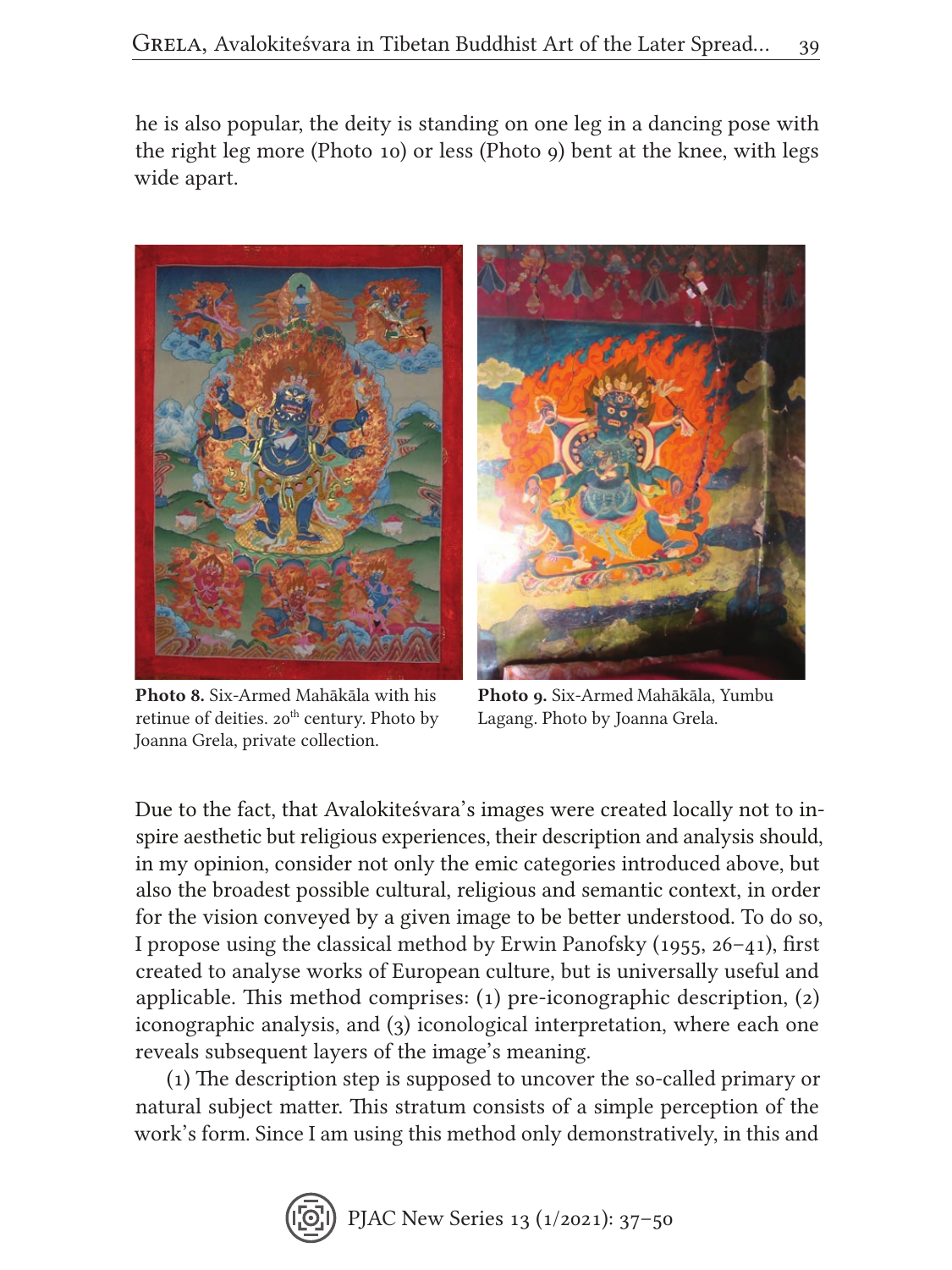he is also popular, the deity is standing on one leg in a dancing pose with the right leg more (Photo 10) or less (Photo 9) bent at the knee, with legs wide apart.

**Photo 8.** Six-Armed Mahākāla with his retinue of deities. 20th century. Photo by Joanna Grela, private collection.

**Photo 9.** Six-Armed Mahākāla, Yumbu Lagang. Photo by Joanna Grela.

Due to the fact, that Avalokiteśvara's images were created locally not to inspire aesthetic but religious experiences, their description and analysis should, in my opinion, consider not only the emic categories introduced above, but also the broadest possible cultural, religious and semantic context, in order for the vision conveyed by a given image to be better understood. To do so, I propose using the classical method by Erwin Panofsky (1955, 26–41), first created to analyse works of European culture, but is universally useful and applicable. This method comprises: (1) pre-iconographic description, (2) iconographic analysis, and (3) iconological interpretation, where each one reveals subsequent layers of the image's meaning.

(1) The description step is supposed to uncover the so-called primary or natural subject matter. This stratum consists of a simple perception of the work's form. Since I am using this method only demonstratively, in this and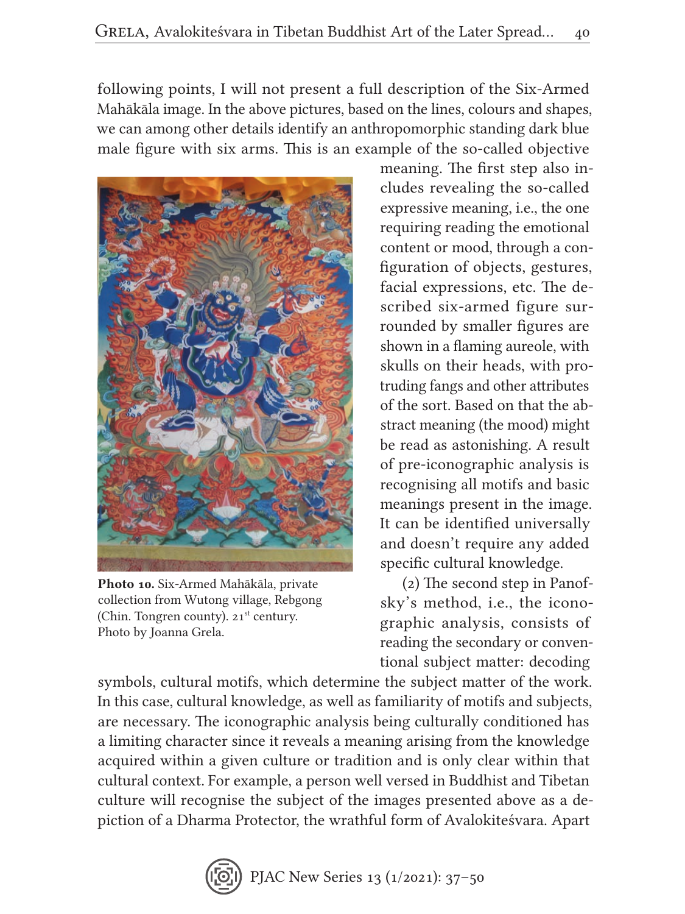following points, I will not present a full description of the Six-Armed Mahākāla image. In the above pictures, based on the lines, colours and shapes, we can among other details identify an anthropomorphic standing dark blue male figure with six arms. This is an example of the so-called objective meaning. The first step also includes revealing the so-called expressive meaning, i.e., the one requiring reading the emotional content or mood, through a configuration of objects, gestures, facial expressions, etc. The described six-armed figure surrounded by smaller figures are shown in a flaming aureole, with skulls on their heads, with protruding fangs and other attributes of the sort. Based on that the abstract meaning (the mood) might be read as astonishing. A result of pre-iconographic analysis is recognising all motifs and basic meanings present in the image. It can be identified universally and doesn't require any added specific cultural knowledge.

**Photo 10.** Six-Armed Mahākāla, private collection from Wutong village, Rebgong (Chin. Tongren county). 21st century. Photo by Joanna Grela.

(2) The second step in Panofsky's method, i.e., the iconographic analysis, consists of reading the secondary or conventional subject matter: decoding symbols, cultural motifs, which determine the subject matter of the work. In this case, cultural knowledge, as well as familiarity of motifs and subjects, are necessary. The iconographic analysis being culturally conditioned has a limiting character since it reveals a meaning arising from the knowledge acquired within a given culture or tradition and is only clear within that cultural context. For example, a person well versed in Buddhist and Tibetan culture will recognise the subject of the images presented above as a depiction of a Dharma Protector, the wrathful form of Avalokiteśvara. Apart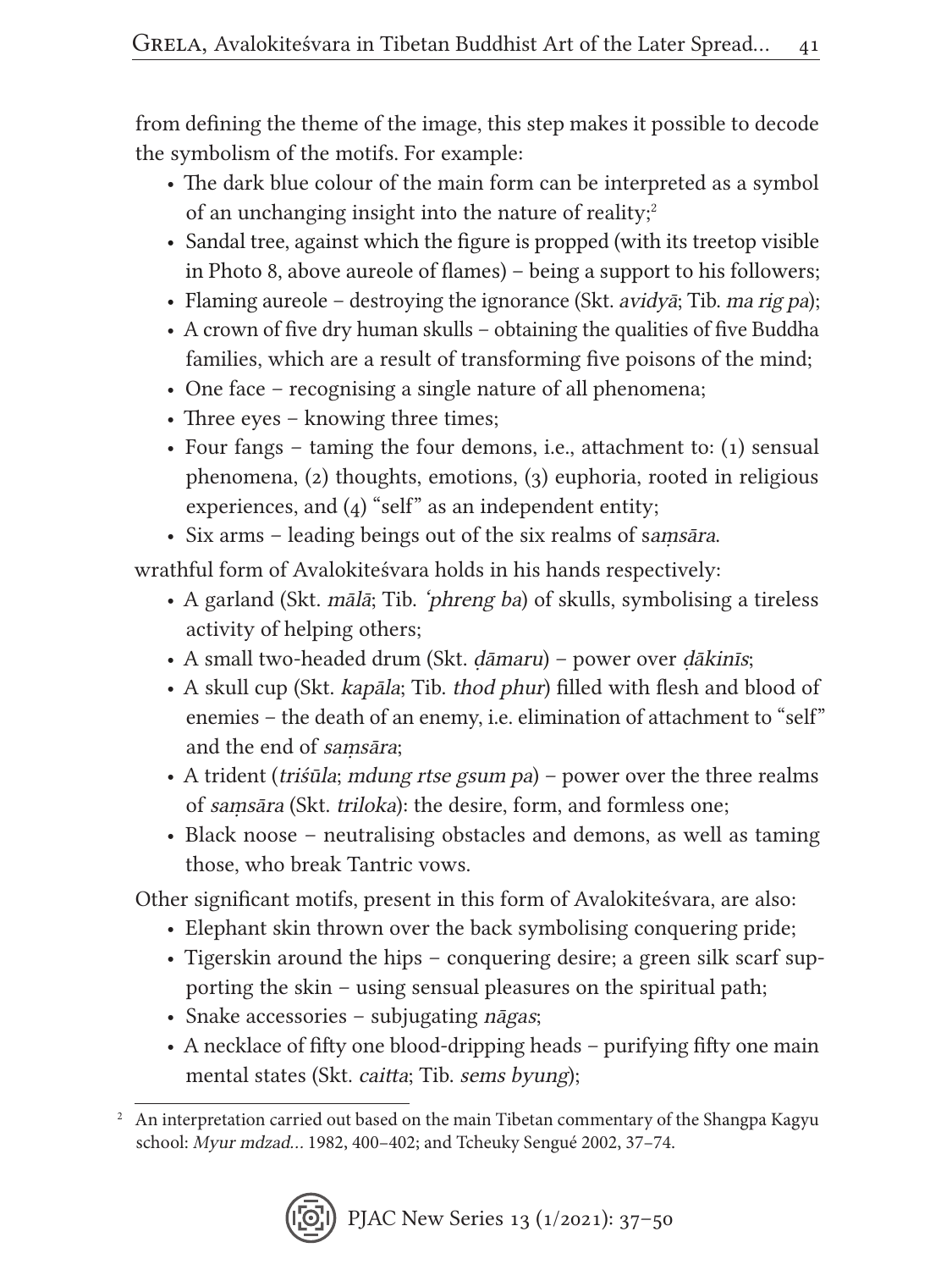from defining the theme of the image, this step makes it possible to decode the symbolism of the motifs. For example:

- The dark blue colour of the main form can be interpreted as a symbol of an unchanging insight into the nature of reality;[2]
- Sandal tree, against which the figure is propped (with its treetop visible in Photo 8, above aureole of flames) – being a support to his followers;
- Flaming aureole – destroying the ignorance (Skt. *avidyā*; Tib. *ma rig pa*);
- A crown of five dry human skulls – obtaining the qualities of five Buddha families, which are a result of transforming five poisons of the mind;
- One face – recognising a single nature of all phenomena;
- Three eyes – knowing three times;
- Four fangs – taming the four demons, i.e., attachment to: (1) sensual phenomena, (2) thoughts, emotions, (3) euphoria, rooted in religious experiences, and (4) "self" as an independent entity;
- Six arms – leading beings out of the six realms of s*aṃsāra*.

wrathful form of Avalokiteśvara holds in his hands respectively:

- A garland (Skt. *mālā*; Tib. *'phreng ba*) of skulls, symbolising a tireless activity of helping others;
- A small two-headed drum (Skt. *ḍāmaru*) – power over *ḍākinīs*;
- A skull cup (Skt. *kapāla*; Tib. *thod phur*) filled with flesh and blood of enemies – the death of an enemy, i.e. elimination of attachment to "self" and the end of *saṃsāra*;
- A trident (*triśūla*; *mdung rtse gsum pa*) – power over the three realms of *saṃsāra* (Skt. *triloka*): the desire, form, and formless one;
- Black noose – neutralising obstacles and demons, as well as taming those, who break Tantric vows.

Other significant motifs, present in this form of Avalokiteśvara, are also:

- Elephant skin thrown over the back symbolising conquering pride;
- Tigerskin around the hips – conquering desire; a green silk scarf supporting the skin – using sensual pleasures on the spiritual path;
- Snake accessories – subjugating *nāgas*;
- A necklace of fifty one blood-dripping heads – purifying fifty one main mental states (Skt. *caitta*; Tib. *sems byung*);

[2] An interpretation carried out based on the main Tibetan commentary of the Shangpa Kagyu school: *Myur mdzad…* 1982, 400–402; and Tcheuky Sengué 2002, 37–74.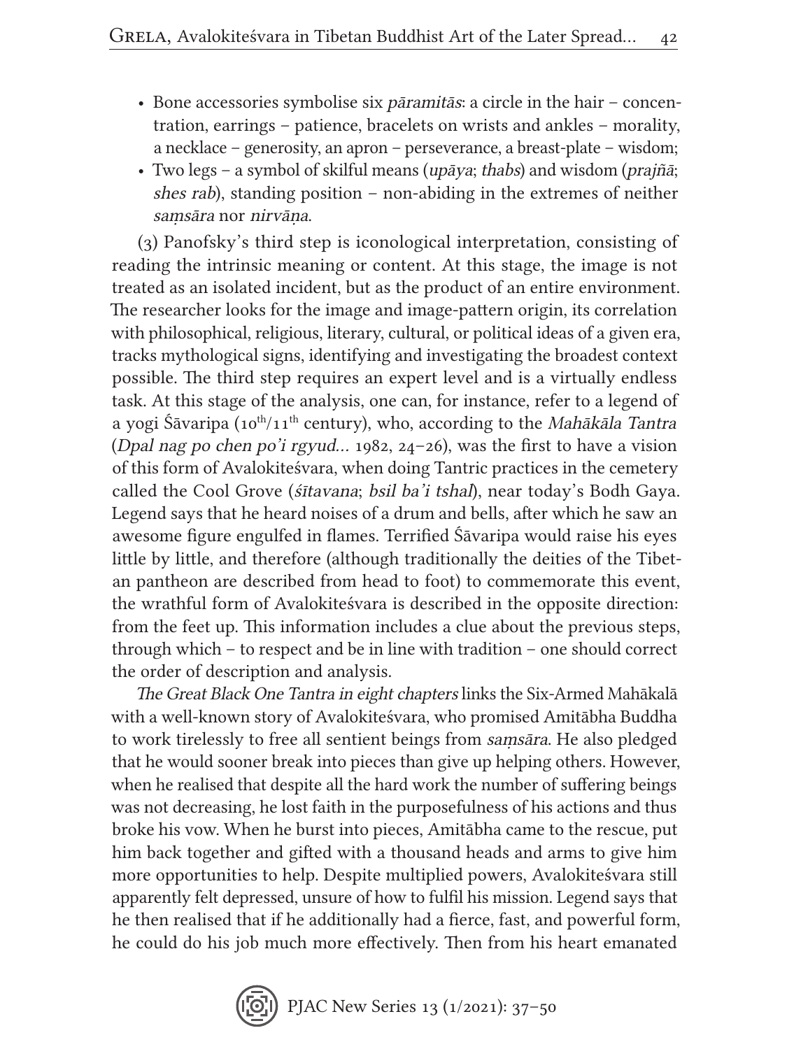- Bone accessories symbolise six *pāramitās*: a circle in the hair – concentration, earrings – patience, bracelets on wrists and ankles – morality, a necklace – generosity, an apron – perseverance, a breast-plate – wisdom;
- Two legs – a symbol of skilful means (*upāya*; *thabs*) and wisdom (*prajñā*; *shes rab*), standing position – non-abiding in the extremes of neither *saṃsāra* nor *nirvāṇa*.

(3) Panofsky's third step is iconological interpretation, consisting of reading the intrinsic meaning or content. At this stage, the image is not treated as an isolated incident, but as the product of an entire environment. The researcher looks for the image and image-pattern origin, its correlation with philosophical, religious, literary, cultural, or political ideas of a given era, tracks mythological signs, identifying and investigating the broadest context possible. The third step requires an expert level and is a virtually endless task. At this stage of the analysis, one can, for instance, refer to a legend of a yogi Śāvaripa (10th/11th century), who, according to the *Mahākāla Tantra* (*Dpal nag po chen po'i rgyud…* 1982, 24–26), was the first to have a vision of this form of Avalokiteśvara, when doing Tantric practices in the cemetery called the Cool Grove (*śītavana*; *bsil ba'i tshal*), near today's Bodh Gaya. Legend says that he heard noises of a drum and bells, after which he saw an awesome figure engulfed in flames. Terrified Śāvaripa would raise his eyes little by little, and therefore (although traditionally the deities of the Tibetan pantheon are described from head to foot) to commemorate this event, the wrathful form of Avalokiteśvara is described in the opposite direction: from the feet up. This information includes a clue about the previous steps, through which – to respect and be in line with tradition – one should correct the order of description and analysis.

*The Great Black One Tantra in eight chapters* links the Six-Armed Mahākalā with a well-known story of Avalokiteśvara, who promised Amitābha Buddha to work tirelessly to free all sentient beings from *saṃsāra*. He also pledged that he would sooner break into pieces than give up helping others. However, when he realised that despite all the hard work the number of suffering beings was not decreasing, he lost faith in the purposefulness of his actions and thus broke his vow. When he burst into pieces, Amitābha came to the rescue, put him back together and gifted with a thousand heads and arms to give him more opportunities to help. Despite multiplied powers, Avalokiteśvara still apparently felt depressed, unsure of how to fulfil his mission. Legend says that he then realised that if he additionally had a fierce, fast, and powerful form, he could do his job much more effectively. Then from his heart emanated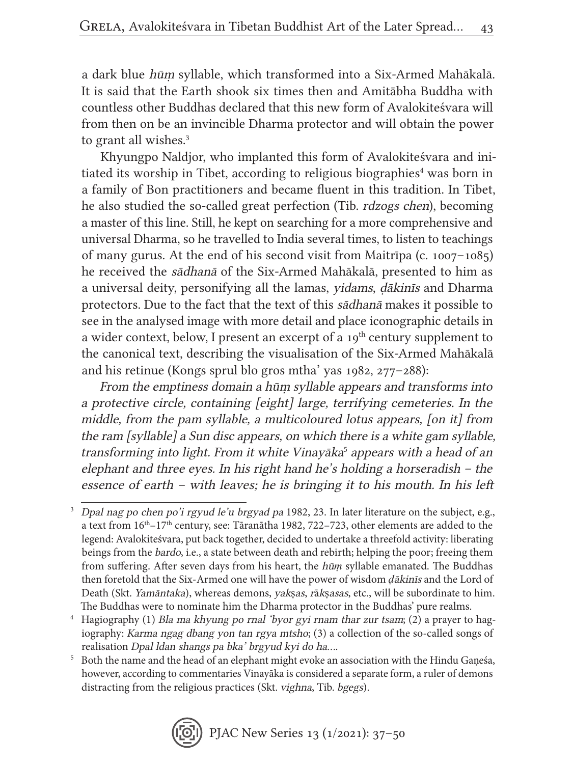a dark blue *hūṃ* syllable, which transformed into a Six-Armed Mahākalā. It is said that the Earth shook six times then and Amitābha Buddha with countless other Buddhas declared that this new form of Avalokiteśvara will from then on be an invincible Dharma protector and will obtain the power to grant all wishes.[3]

Khyungpo Naldjor, who implanted this form of Avalokiteśvara and initiated its worship in Tibet, according to religious biographies[4] was born in a family of Bon practitioners and became fluent in this tradition. In Tibet, he also studied the so-called great perfection (Tib. *rdzogs chen*), becoming a master of this line. Still, he kept on searching for a more comprehensive and universal Dharma, so he travelled to India several times, to listen to teachings of many gurus. At the end of his second visit from Maitrīpa (c. 1007–1085) he received the *sādhanā* of the Six-Armed Mahākalā, presented to him as a universal deity, personifying all the lamas, *yidams*, *ḍākinīs* and Dharma protectors. Due to the fact that the text of this *sādhanā* makes it possible to see in the analysed image with more detail and place iconographic details in a wider context, below, I present an excerpt of a 19th century supplement to the canonical text, describing the visualisation of the Six-Armed Mahākalā and his retinue (Kongs sprul blo gros mtha' yas 1982, 277–288):

> *From the emptiness domain a hūṃ syllable appears and transforms into a protective circle, containing [eight] large, terrifying cemeteries. In the middle, from the pam syllable, a multicoloured lotus appears, [on it] from the ram [syllable] a Sun disc appears, on which there is a white gam syllable, transforming into light. From it white Vinayāka*[5] *appears with a head of an elephant and three eyes. In his right hand he's holding a horseradish – the essence of earth – with leaves; he is bringing it to his mouth. In his left*

---

[3] *Dpal nag po chen po'i rgyud le'u brgyad pa* 1982, 23. In later literature on the subject, e.g., a text from 16th–17th century, see: Tāranātha 1982, 722–723, other elements are added to the legend: Avalokiteśvara, put back together, decided to undertake a threefold activity: liberating beings from the *bardo*, i.e., a state between death and rebirth; helping the poor; freeing them from suffering. After seven days from his heart, the *hūṃ* syllable emanated. The Buddhas then foretold that the Six-Armed one will have the power of wisdom *ḍākinīs* and the Lord of Death (Skt. *Yamāntaka*), whereas demons, *yakṣas*, *rākṣasas*, etc., will be subordinate to him. The Buddhas were to nominate him the Dharma protector in the Buddhas' pure realms.

[4] Hagiography (1) *Bla ma khyung po rnal 'byor gyi rnam thar zur tsam*; (2) a prayer to hagiography: *Karma ngag dbang yon tan rgya mtsho*; (3) a collection of the so-called songs of realisation *Dpal ldan shangs pa bka' brgyud kyi do ha*....

[5] Both the name and the head of an elephant might evoke an association with the Hindu Gaṇeśa, however, according to commentaries Vinayāka is considered a separate form, a ruler of demons distracting from the religious practices (Skt. *vighna*, Tib. *bgegs*).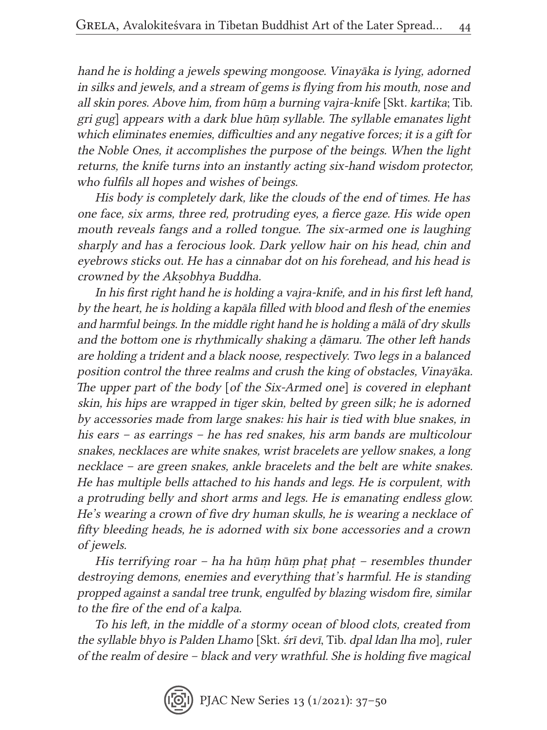*hand he is holding a jewels spewing mongoose. Vinayāka is lying, adorned in silks and jewels, and a stream of gems is flying from his mouth, nose and all skin pores. Above him, from hūṃ a burning vajra-knife* [Skt. *kartika*; Tib. *gri gug*] *appears with a dark blue hūṃ syllable. The syllable emanates light which eliminates enemies, difficulties and any negative forces; it is a gift for the Noble Ones, it accomplishes the purpose of the beings. When the light returns, the knife turns into an instantly acting six-hand wisdom protector, who fulfils all hopes and wishes of beings.*

*His body is completely dark, like the clouds of the end of times. He has one face, six arms, three red, protruding eyes, a fierce gaze. His wide open mouth reveals fangs and a rolled tongue. The six-armed one is laughing sharply and has a ferocious look. Dark yellow hair on his head, chin and eyebrows sticks out. He has a cinnabar dot on his forehead, and his head is crowned by the Akṣobhya Buddha.*

*In his first right hand he is holding a vajra-knife, and in his first left hand, by the heart, he is holding a kapāla filled with blood and flesh of the enemies and harmful beings. In the middle right hand he is holding a mālā of dry skulls and the bottom one is rhythmically shaking a ḍāmaru. The other left hands are holding a trident and a black noose, respectively. Two legs in a balanced position control the three realms and crush the king of obstacles, Vinayāka. The upper part of the body* [*of the Six-Armed one*] *is covered in elephant skin, his hips are wrapped in tiger skin, belted by green silk; he is adorned by accessories made from large snakes: his hair is tied with blue snakes, in his ears – as earrings – he has red snakes, his arm bands are multicolour snakes, necklaces are white snakes, wrist bracelets are yellow snakes, a long necklace – are green snakes, ankle bracelets and the belt are white snakes. He has multiple bells attached to his hands and legs. He is corpulent, with a protruding belly and short arms and legs. He is emanating endless glow. He's wearing a crown of five dry human skulls, he is wearing a necklace of fifty bleeding heads, he is adorned with six bone accessories and a crown of jewels.*

*His terrifying roar – ha ha hūṃ hūṃ phaṭ phaṭ – resembles thunder destroying demons, enemies and everything that's harmful. He is standing propped against a sandal tree trunk, engulfed by blazing wisdom fire, similar to the fire of the end of a kalpa.*

*To his left, in the middle of a stormy ocean of blood clots, created from the syllable bhyo is Palden Lhamo* [Skt. *śrī devī*, Tib. *dpal ldan lha mo*], *ruler of the realm of desire – black and very wrathful. She is holding five magical*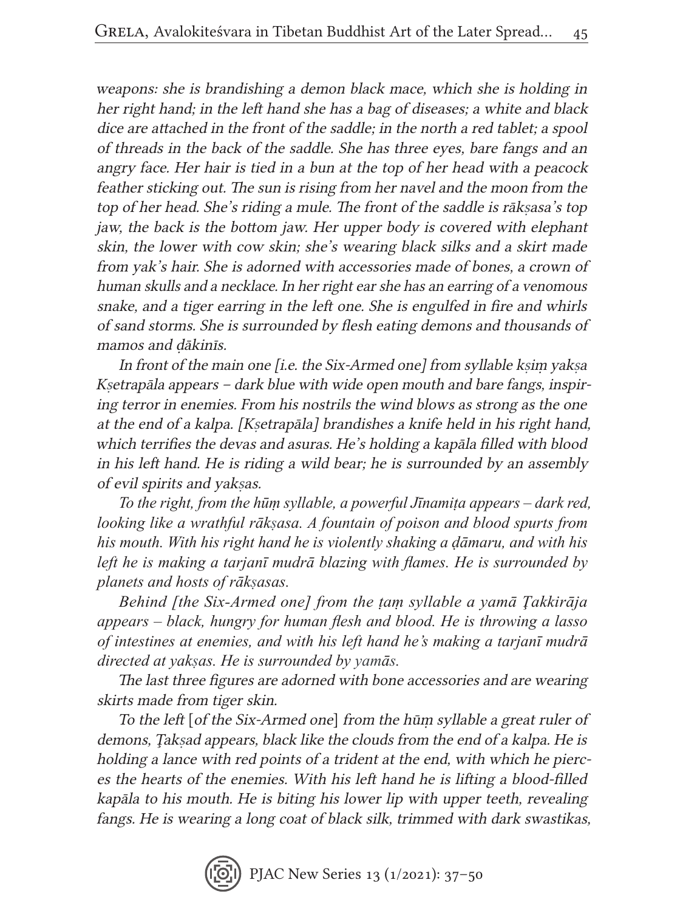*weapons: she is brandishing a demon black mace, which she is holding in her right hand; in the left hand she has a bag of diseases; a white and black dice are attached in the front of the saddle; in the north a red tablet; a spool of threads in the back of the saddle. She has three eyes, bare fangs and an angry face. Her hair is tied in a bun at the top of her head with a peacock feather sticking out. The sun is rising from her navel and the moon from the top of her head. She's riding a mule. The front of the saddle is rākṣasa's top jaw, the back is the bottom jaw. Her upper body is covered with elephant skin, the lower with cow skin; she's wearing black silks and a skirt made from yak's hair. She is adorned with accessories made of bones, a crown of human skulls and a necklace. In her right ear she has an earring of a venomous snake, and a tiger earring in the left one. She is engulfed in fire and whirls of sand storms. She is surrounded by flesh eating demons and thousands of mamos and ḍākinīs.*

*In front of the main one [i.e. the Six-Armed one] from syllable kṣiṃ yakṣa Kṣetrapāla appears – dark blue with wide open mouth and bare fangs, inspiring terror in enemies. From his nostrils the wind blows as strong as the one at the end of a kalpa. [Kṣetrapāla] brandishes a knife held in his right hand, which terrifies the devas and asuras. He's holding a kapāla filled with blood in his left hand. He is riding a wild bear; he is surrounded by an assembly of evil spirits and yakṣas.*

*To the right, from the hūṃ syllable, a powerful Jīnamiṭa appears – dark red, looking like a wrathful rākṣasa. A fountain of poison and blood spurts from his mouth. With his right hand he is violently shaking a ḍāmaru, and with his left he is making a tarjanī mudrā blazing with flames. He is surrounded by planets and hosts of rākṣasas.*

*Behind [the Six-Armed one] from the ṭaṃ syllable a yamā Ṭakkirāja appears – black, hungry for human flesh and blood. He is throwing a lasso of intestines at enemies, and with his left hand he's making a tarjanī mudrā directed at yakṣas. He is surrounded by yamās.*

*The last three figures are adorned with bone accessories and are wearing skirts made from tiger skin.*

*To the left [of the Six-Armed one] from the hūṃ syllable a great ruler of demons, Ṭakṣad appears, black like the clouds from the end of a kalpa. He is holding a lance with red points of a trident at the end, with which he pierces the hearts of the enemies. With his left hand he is lifting a blood-filled kapāla to his mouth. He is biting his lower lip with upper teeth, revealing fangs. He is wearing a long coat of black silk, trimmed with dark swastikas,*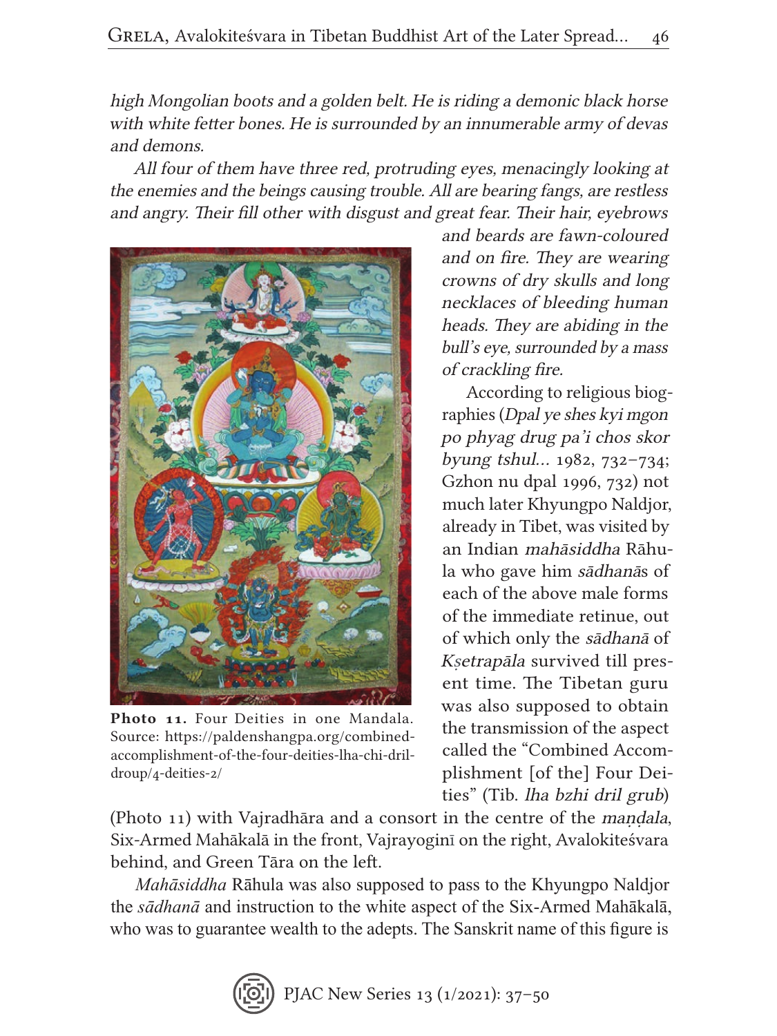*high Mongolian boots and a golden belt. He is riding a demonic black horse with white fetter bones. He is surrounded by an innumerable army of devas and demons.*

*All four of them have three red, protruding eyes, menacingly looking at the enemies and the beings causing trouble. All are bearing fangs, are restless and angry. Their fill other with disgust and great fear. Their hair, eyebrows and beards are fawn-coloured and on fire. They are wearing crowns of dry skulls and long necklaces of bleeding human heads. They are abiding in the bull's eye, surrounded by a mass of crackling fire.*

**Photo 11.** Four Deities in one Mandala. Source: https://paldenshangpa.org/combined-accomplishment-of-the-four-deities-lha-chi-dril-droup/4-deities-2/

According to religious biographies (*Dpal ye shes kyi mgon po phyag drug pa'i chos skor byung tshul...* 1982, 732–734; Gzhon nu dpal 1996, 732) not much later Khyungpo Naldjor, already in Tibet, was visited by an Indian *mahāsiddha* Rāhula who gave him *sādhanā*s of each of the above male forms of the immediate retinue, out of which only the *sādhanā* of *Kṣetrapāla* survived till present time. The Tibetan guru was also supposed to obtain the transmission of the aspect called the "Combined Accomplishment [of the] Four Deities" (Tib. *lha bzhi dril grub*) (Photo 11) with Vajradhāra and a consort in the centre of the *maṇḍala*, Six-Armed Mahākalā in the front, Vajrayoginī on the right, Avalokiteśvara behind, and Green Tāra on the left.

*Mahāsiddha* Rāhula was also supposed to pass to the Khyungpo Naldjor the *sādhanā* and instruction to the white aspect of the Six-Armed Mahākalā, who was to guarantee wealth to the adepts. The Sanskrit name of this figure is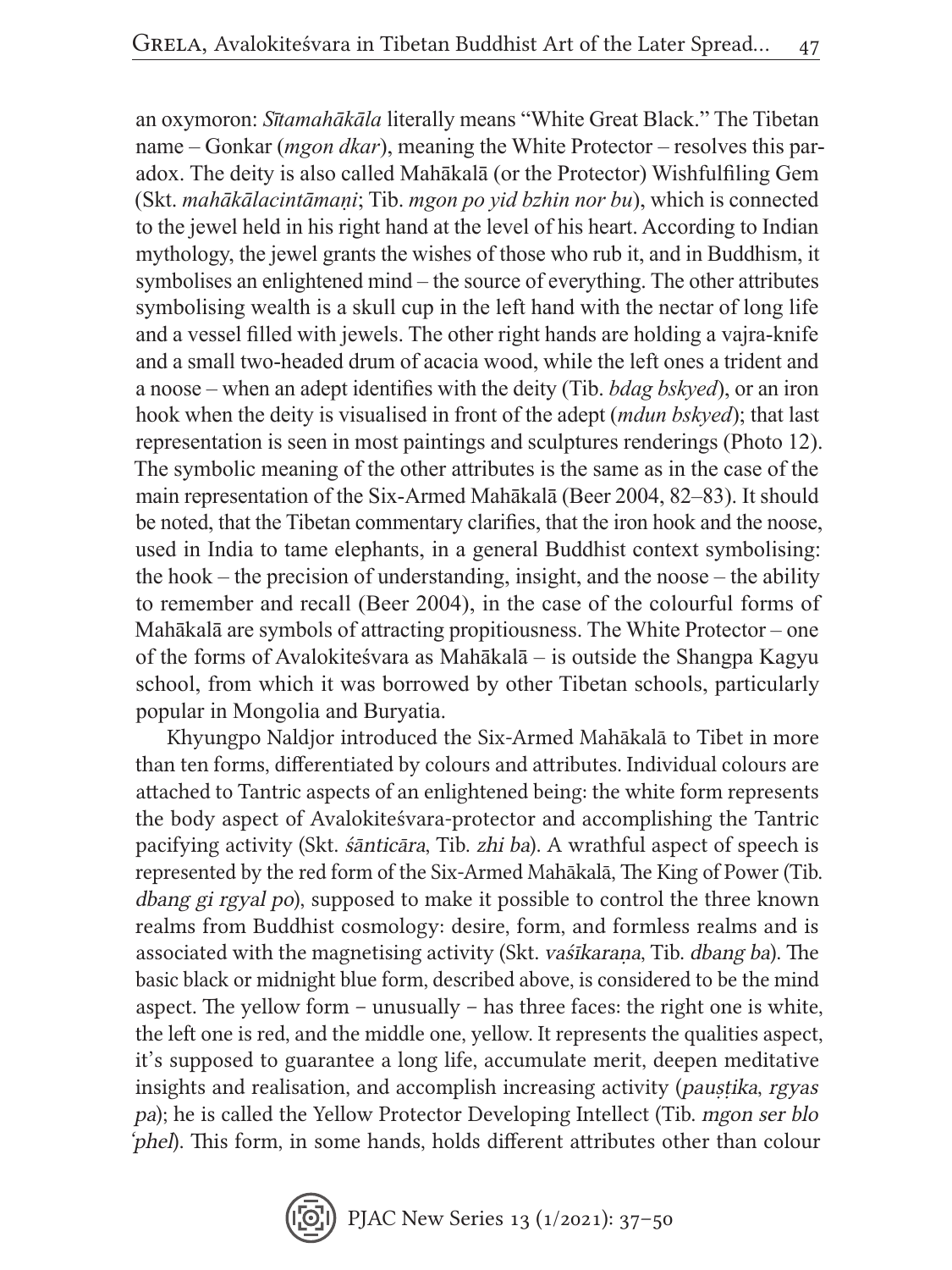an oxymoron: *Sītamahākāla* literally means "White Great Black." The Tibetan name – Gonkar (*mgon dkar*), meaning the White Protector – resolves this paradox. The deity is also called Mahākalā (or the Protector) Wishfulfiling Gem (Skt. *mahākālacintāmaṇi*; Tib. *mgon po yid bzhin nor bu*), which is connected to the jewel held in his right hand at the level of his heart. According to Indian mythology, the jewel grants the wishes of those who rub it, and in Buddhism, it symbolises an enlightened mind – the source of everything. The other attributes symbolising wealth is a skull cup in the left hand with the nectar of long life and a vessel filled with jewels. The other right hands are holding a vajra-knife and a small two-headed drum of acacia wood, while the left ones a trident and a noose – when an adept identifies with the deity (Tib. *bdag bskyed*), or an iron hook when the deity is visualised in front of the adept (*mdun bskyed*); that last representation is seen in most paintings and sculptures renderings (Photo 12). The symbolic meaning of the other attributes is the same as in the case of the main representation of the Six-Armed Mahākalā (Beer 2004, 82–83). It should be noted, that the Tibetan commentary clarifies, that the iron hook and the noose, used in India to tame elephants, in a general Buddhist context symbolising: the hook – the precision of understanding, insight, and the noose – the ability to remember and recall (Beer 2004), in the case of the colourful forms of Mahākalā are symbols of attracting propitiousness. The White Protector – one of the forms of Avalokiteśvara as Mahākalā – is outside the Shangpa Kagyu school, from which it was borrowed by other Tibetan schools, particularly popular in Mongolia and Buryatia.

Khyungpo Naldjor introduced the Six-Armed Mahākalā to Tibet in more than ten forms, differentiated by colours and attributes. Individual colours are attached to Tantric aspects of an enlightened being: the white form represents the body aspect of Avalokiteśvara-protector and accomplishing the Tantric pacifying activity (Skt. *śānticāra*, Tib. *zhi ba*). A wrathful aspect of speech is represented by the red form of the Six-Armed Mahākalā, The King of Power (Tib. *dbang gi rgyal po*), supposed to make it possible to control the three known realms from Buddhist cosmology: desire, form, and formless realms and is associated with the magnetising activity (Skt. *vaśīkaraṇa*, Tib. *dbang ba*). The basic black or midnight blue form, described above, is considered to be the mind aspect. The yellow form – unusually – has three faces: the right one is white, the left one is red, and the middle one, yellow. It represents the qualities aspect, it's supposed to guarantee a long life, accumulate merit, deepen meditative insights and realisation, and accomplish increasing activity (*pauṣṭika*, *rgyas pa*); he is called the Yellow Protector Developing Intellect (Tib. *mgon ser blo 'phel*). This form, in some hands, holds different attributes other than colour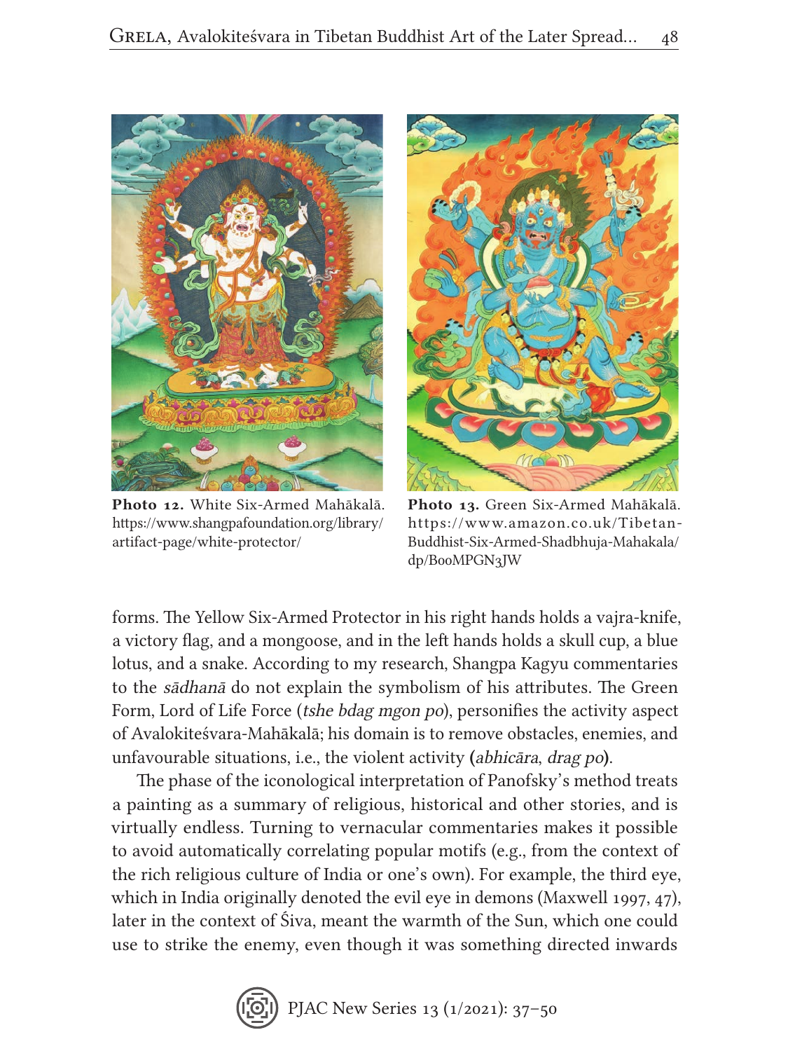**Photo 12.** White Six-Armed Mahākalā. https://www.shangpafoundation.org/library/artifact-page/white-protector/

**Photo 13.** Green Six-Armed Mahākalā. https://www.amazon.co.uk/Tibetan-Buddhist-Six-Armed-Shadbhuja-Mahakala/dp/B00MPGN3JW

forms. The Yellow Six-Armed Protector in his right hands holds a vajra-knife, a victory flag, and a mongoose, and in the left hands holds a skull cup, a blue lotus, and a snake. According to my research, Shangpa Kagyu commentaries to the *sādhanā* do not explain the symbolism of his attributes. The Green Form, Lord of Life Force (*tshe bdag mgon po*), personifies the activity aspect of Avalokiteśvara-Mahākalā; his domain is to remove obstacles, enemies, and unfavourable situations, i.e., the violent activity (*abhicāra*, *drag po*).

The phase of the iconological interpretation of Panofsky's method treats a painting as a summary of religious, historical and other stories, and is virtually endless. Turning to vernacular commentaries makes it possible to avoid automatically correlating popular motifs (e.g., from the context of the rich religious culture of India or one's own). For example, the third eye, which in India originally denoted the evil eye in demons (Maxwell 1997, 47), later in the context of Śiva, meant the warmth of the Sun, which one could use to strike the enemy, even though it was something directed inwards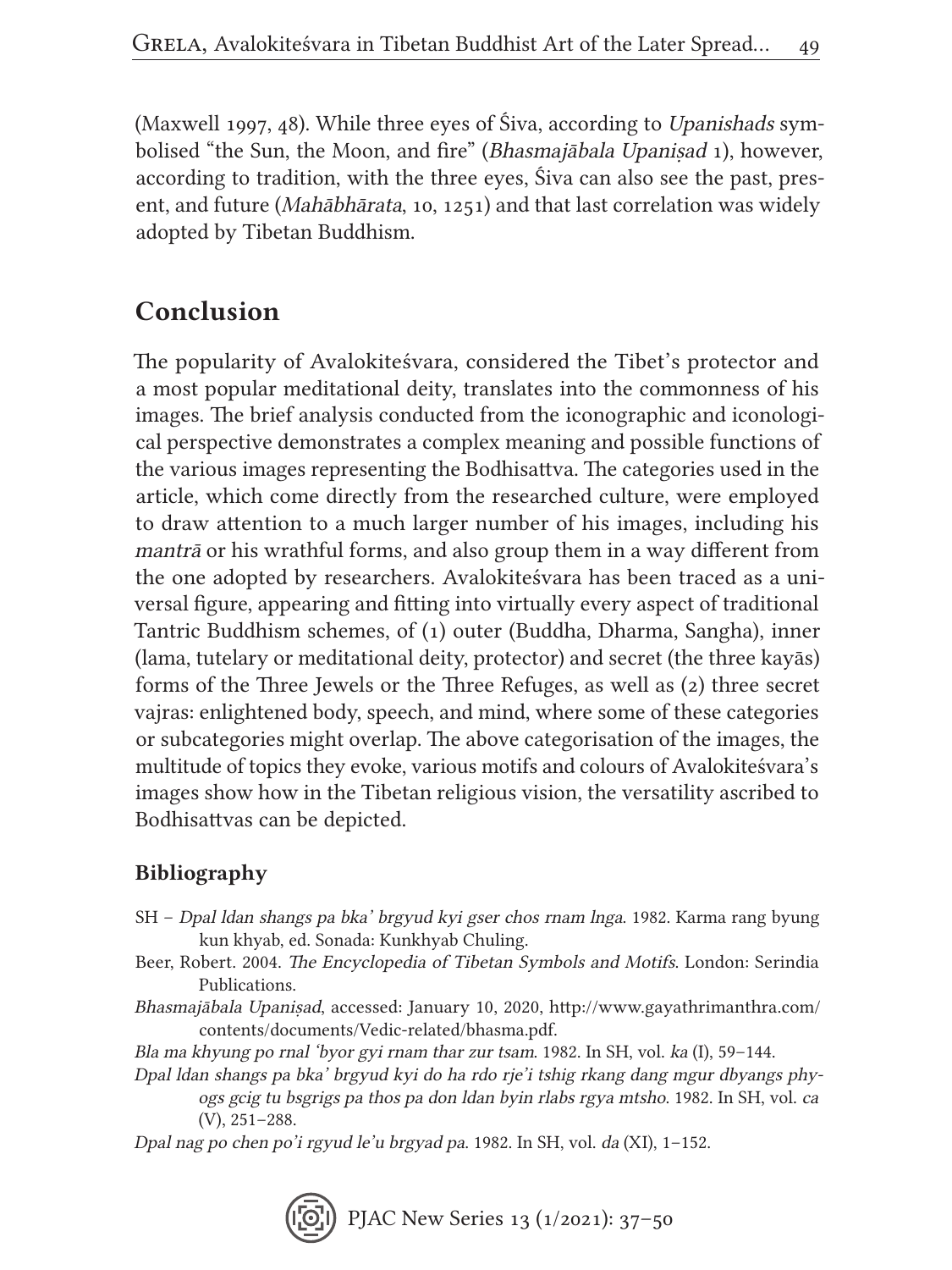(Maxwell 1997, 48). While three eyes of Śiva, according to *Upanishads* symbolised "the Sun, the Moon, and fire" (*Bhasmajābala Upaniṣad* 1), however, according to tradition, with the three eyes, Śiva can also see the past, present, and future (*Mahābhārata*, 10, 1251) and that last correlation was widely adopted by Tibetan Buddhism.

## Conclusion

The popularity of Avalokiteśvara, considered the Tibet's protector and a most popular meditational deity, translates into the commonness of his images. The brief analysis conducted from the iconographic and iconological perspective demonstrates a complex meaning and possible functions of the various images representing the Bodhisattva. The categories used in the article, which come directly from the researched culture, were employed to draw attention to a much larger number of his images, including his *mantrā* or his wrathful forms, and also group them in a way different from the one adopted by researchers. Avalokiteśvara has been traced as a universal figure, appearing and fitting into virtually every aspect of traditional Tantric Buddhism schemes, of (1) outer (Buddha, Dharma, Sangha), inner (lama, tutelary or meditational deity, protector) and secret (the three kayās) forms of the Three Jewels or the Three Refuges, as well as (2) three secret vajras: enlightened body, speech, and mind, where some of these categories or subcategories might overlap. The above categorisation of the images, the multitude of topics they evoke, various motifs and colours of Avalokiteśvara's images show how in the Tibetan religious vision, the versatility ascribed to Bodhisattvas can be depicted.

### Bibliography

SH – *Dpal ldan shangs pa bka' brgyud kyi gser chos rnam lnga*. 1982. Karma rang byung kun khyab, ed. Sonada: Kunkhyab Chuling.

Beer, Robert. 2004. *The Encyclopedia of Tibetan Symbols and Motifs*. London: Serindia Publications.

*Bhasmajābala Upaniṣad*, accessed: January 10, 2020, http://www.gayathrimanthra.com/contents/documents/Vedic-related/bhasma.pdf.

*Bla ma khyung po rnal 'byor gyi rnam thar zur tsam*. 1982. In SH, vol. *ka* (I), 59–144.

*Dpal ldan shangs pa bka' brgyud kyi do ha rdo rje'i tshig rkang dang mgur dbyangs phyogs gcig tu bsgrigs pa thos pa don ldan byin rlabs rgya mtsho*. 1982. In SH, vol. *ca* (V), 251–288.

*Dpal nag po chen po'i rgyud le'u brgyad pa*. 1982. In SH, vol. *da* (XI), 1–152.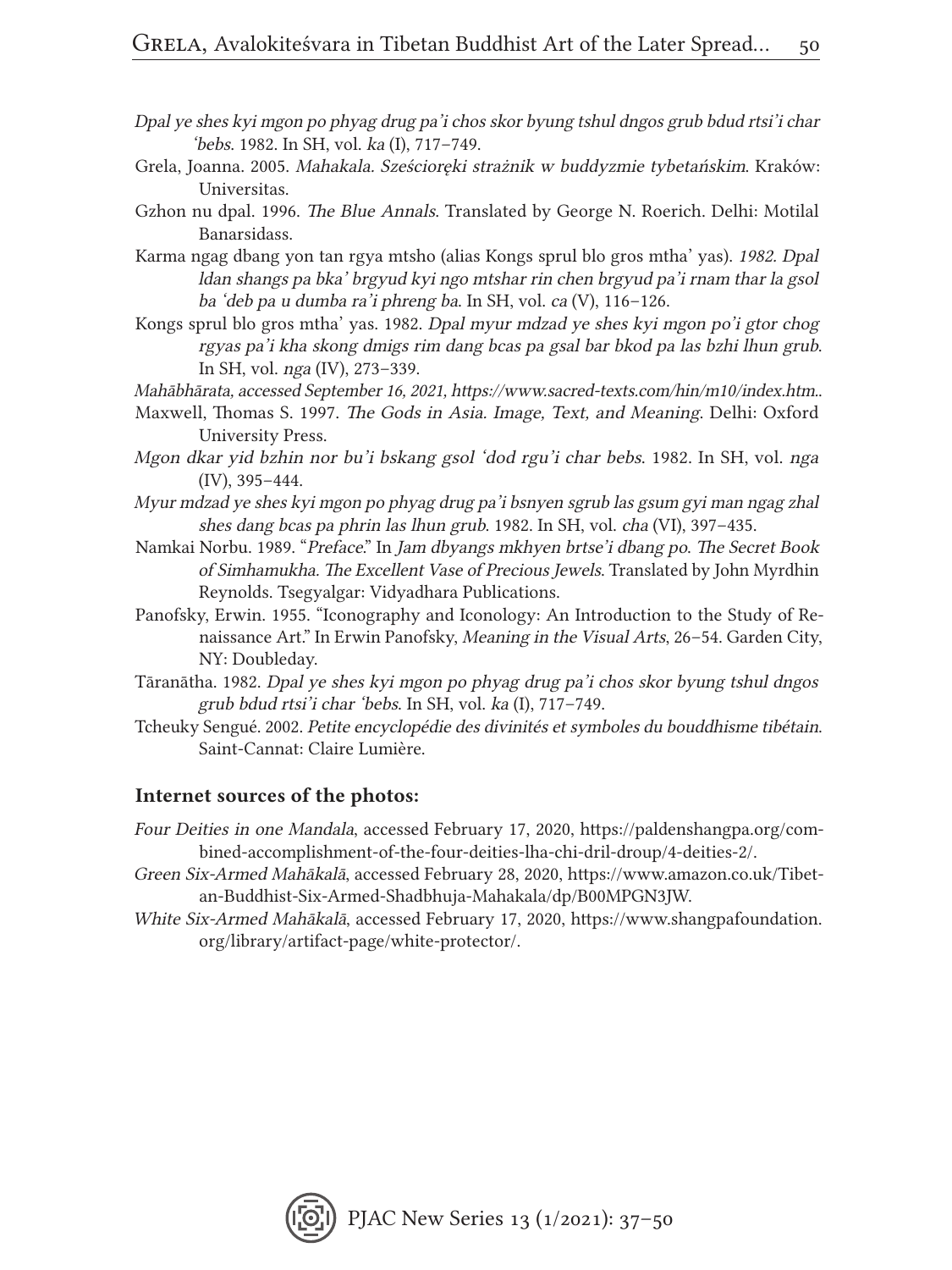*Dpal ye shes kyi mgon po phyag drug pa'i chos skor byung tshul dngos grub bdud rtsi'i char 'bebs*. 1982. In SH, vol. *ka* (I), 717–749.

Grela, Joanna. 2005. *Mahakala. Sześcioręki strażnik w buddyzmie tybetańskim*. Kraków: Universitas.

Gzhon nu dpal. 1996. *The Blue Annals*. Translated by George N. Roerich. Delhi: Motilal Banarsidass.

Karma ngag dbang yon tan rgya mtsho (alias Kongs sprul blo gros mtha' yas). *1982. Dpal ldan shangs pa bka' brgyud kyi ngo mtshar rin chen brgyud pa'i rnam thar la gsol ba 'deb pa u dumba ra'i phreng ba*. In SH, vol. *ca* (V), 116–126.

Kongs sprul blo gros mtha' yas. 1982. *Dpal myur mdzad ye shes kyi mgon po'i gtor chog rgyas pa'i kha skong dmigs rim dang bcas pa gsal bar bkod pa las bzhi lhun grub*. In SH, vol. *nga* (IV), 273–339.

*Mahābhārata, accessed September 16, 2021, https://www.sacred-texts.com/hin/m10/index.htm.*.

Maxwell, Thomas S. 1997. *The Gods in Asia. Image, Text, and Meaning*. Delhi: Oxford University Press.

*Mgon dkar yid bzhin nor bu'i bskang gsol 'dod rgu'i char bebs*. 1982. In SH, vol. *nga* (IV), 395–444.

*Myur mdzad ye shes kyi mgon po phyag drug pa'i bsnyen sgrub las gsum gyi man ngag zhal shes dang bcas pa phrin las lhun grub*. 1982. In SH, vol. *cha* (VI), 397–435.

Namkai Norbu. 1989. "*Preface*." In *Jam dbyangs mkhyen brtse'i dbang po. The Secret Book of Simhamukha. The Excellent Vase of Precious Jewels*. Translated by John Myrdhin Reynolds. Tsegyalgar: Vidyadhara Publications.

Panofsky, Erwin. 1955. "Iconography and Iconology: An Introduction to the Study of Renaissance Art." In Erwin Panofsky, *Meaning in the Visual Arts*, 26–54. Garden City, NY: Doubleday.

Tāranātha. 1982. *Dpal ye shes kyi mgon po phyag drug pa'i chos skor byung tshul dngos grub bdud rtsi'i char 'bebs*. In SH, vol. *ka* (I), 717–749.

Tcheuky Sengué. 2002. *Petite encyclopédie des divinités et symboles du bouddhisme tibétain*. Saint-Cannat: Claire Lumière.

### Internet sources of the photos:

*Four Deities in one Mandala*, accessed February 17, 2020, https://paldenshangpa.org/combined-accomplishment-of-the-four-deities-lha-chi-dril-droup/4-deities-2/.

*Green Six-Armed Mahākalā*, accessed February 28, 2020, https://www.amazon.co.uk/Tibetan-Buddhist-Six-Armed-Shadbhuja-Mahakala/dp/B00MPGN3JW.

*White Six-Armed Mahākalā*, accessed February 17, 2020, https://www.shangpafoundation.org/library/artifact-page/white-protector/.